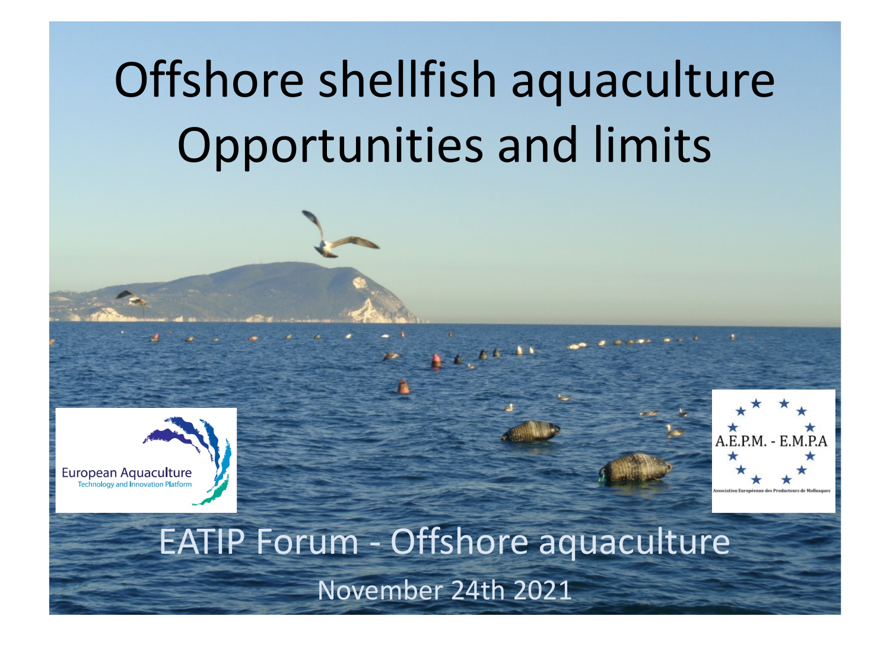# Offshore shellfish aquaculture Opportunities and limits

European Aquaculture
Technology and Innovation Platform

A.E.P.M. - E.M.P.A

Association Européenne des Producteurs de Mollusques

EATIP Forum - Offshore aquaculture

November 24th 2021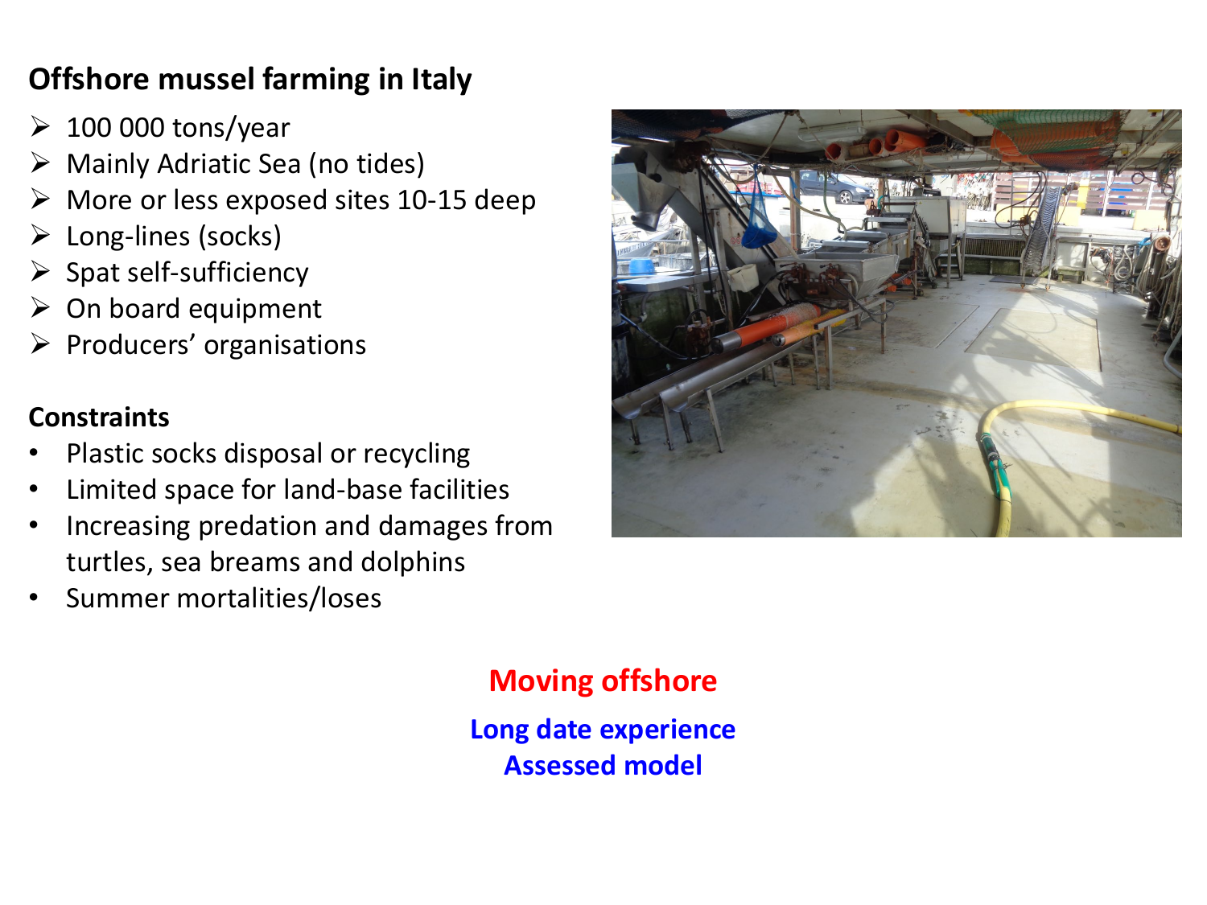## Offshore mussel farming in Italy

- 100 000 tons/year
- Mainly Adriatic Sea (no tides)
- More or less exposed sites 10-15 deep
- Long-lines (socks)
- Spat self-sufficiency
- On board equipment
- Producers' organisations

### Constraints

- Plastic socks disposal or recycling
- Limited space for land-base facilities
- Increasing predation and damages from turtles, sea breams and dolphins
- Summer mortalities/loses

**Moving offshore**

**Long date experience**
**Assessed model**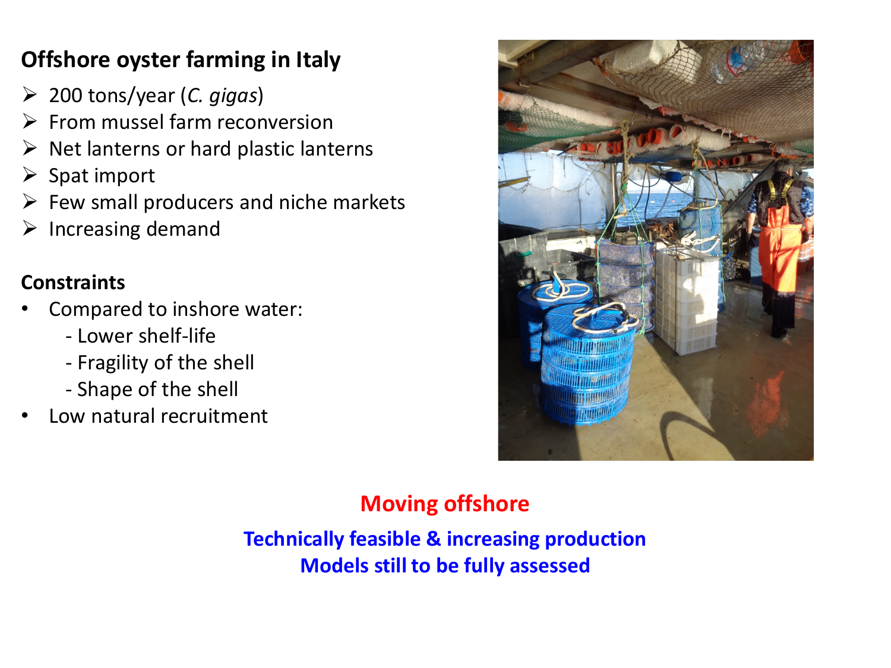## Offshore oyster farming in Italy

- 200 tons/year (*C. gigas*)
- From mussel farm reconversion
- Net lanterns or hard plastic lanterns
- Spat import
- Few small producers and niche markets
- Increasing demand

**Constraints**

- Compared to inshore water:
  - Lower shelf-life
  - Fragility of the shell
  - Shape of the shell
- Low natural recruitment

**Moving offshore**

**Technically feasible & increasing production**
**Models still to be fully assessed**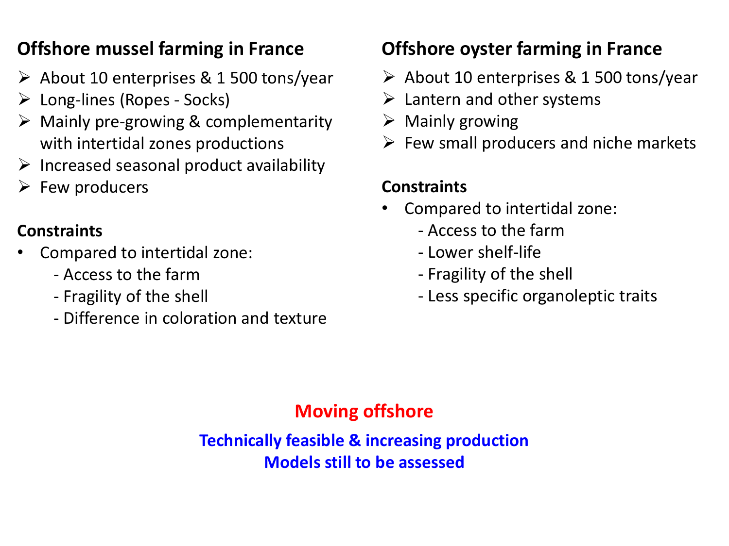## Offshore mussel farming in France

- About 10 enterprises & 1 500 tons/year
- Long-lines (Ropes - Socks)
- Mainly pre-growing & complementarity with intertidal zones productions
- Increased seasonal product availability
- Few producers

**Constraints**

- Compared to intertidal zone:
  - Access to the farm
  - Fragility of the shell
  - Difference in coloration and texture

## Offshore oyster farming in France

- About 10 enterprises & 1 500 tons/year
- Lantern and other systems
- Mainly growing
- Few small producers and niche markets

**Constraints**

- Compared to intertidal zone:
  - Access to the farm
  - Lower shelf-life
  - Fragility of the shell
  - Less specific organoleptic traits

**Moving offshore**

**Technically feasible & increasing production**
**Models still to be assessed**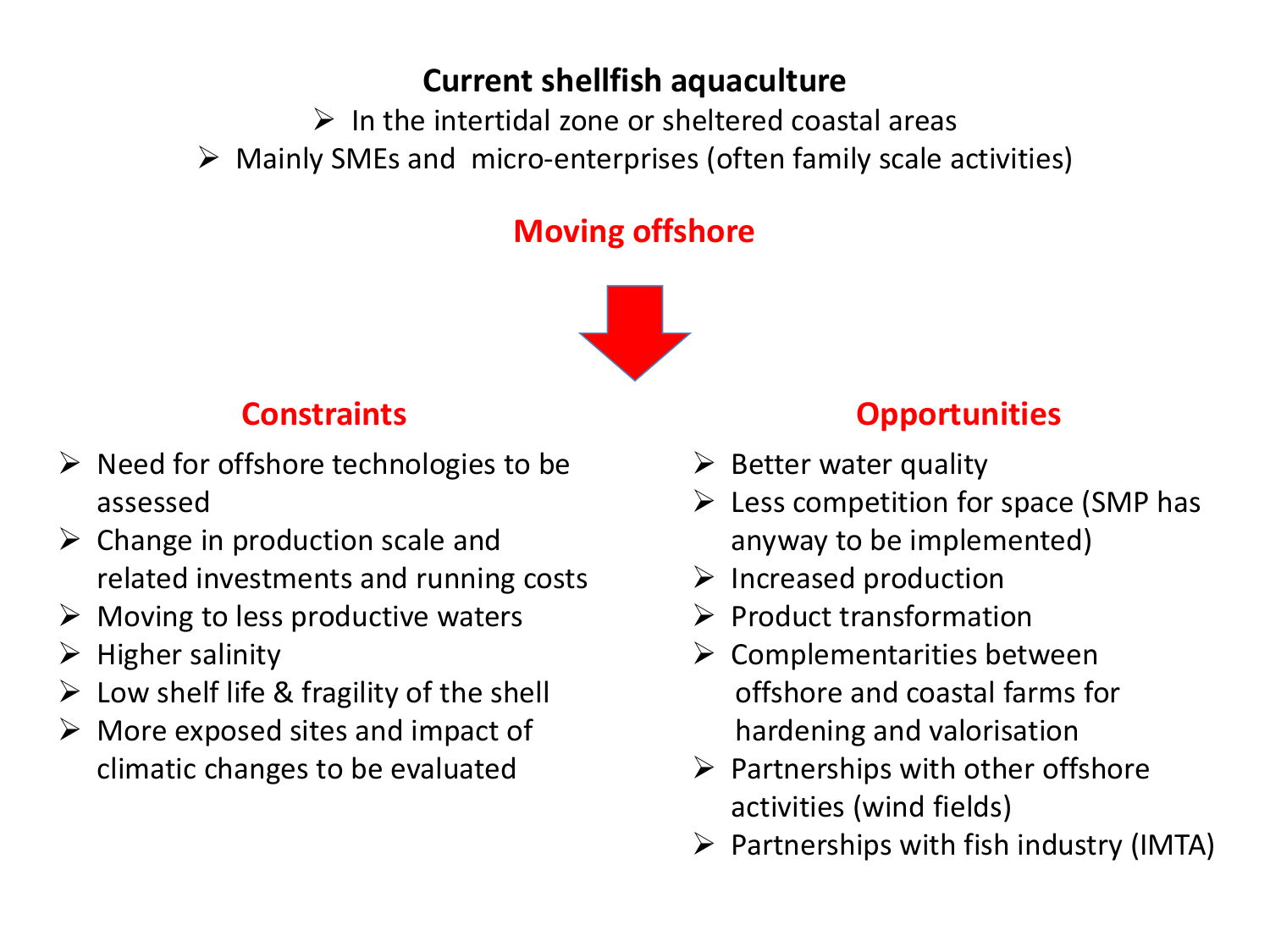## Current shellfish aquaculture

- In the intertidal zone or sheltered coastal areas
- Mainly SMEs and micro-enterprises (often family scale activities)

## Moving offshore

### Constraints

- Need for offshore technologies to be assessed
- Change in production scale and related investments and running costs
- Moving to less productive waters
- Higher salinity
- Low shelf life & fragility of the shell
- More exposed sites and impact of climatic changes to be evaluated

### Opportunities

- Better water quality
- Less competition for space (SMP has anyway to be implemented)
- Increased production
- Product transformation
- Complementarities between offshore and coastal farms for hardening and valorisation
- Partnerships with other offshore activities (wind fields)
- Partnerships with fish industry (IMTA)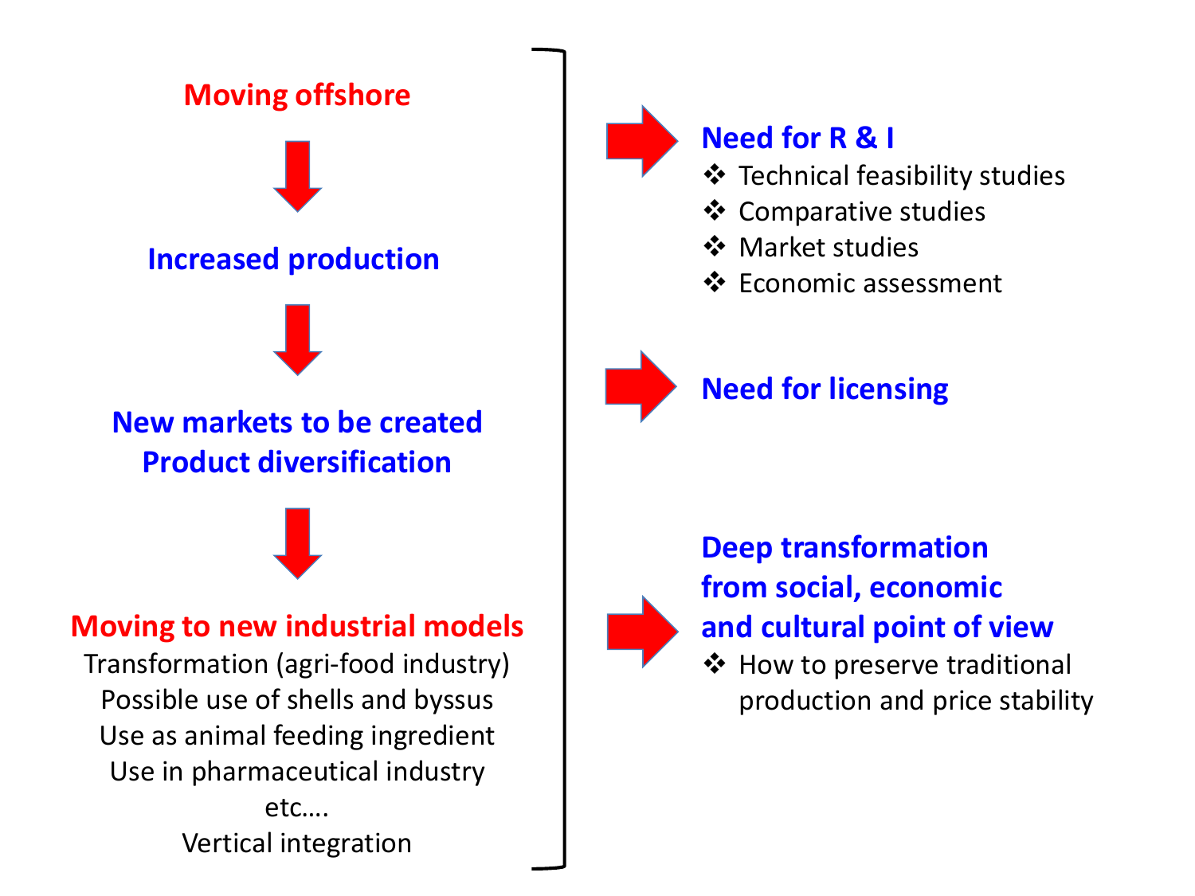**Moving offshore**

↓

**Increased production**

↓

**New markets to be created**
**Product diversification**

↓

**Moving to new industrial models**

Transformation (agri-food industry)
Possible use of shells and byssus
Use as animal feeding ingredient
Use in pharmaceutical industry
etc….
Vertical integration

→ **Need for R & I**

- Technical feasibility studies
- Comparative studies
- Market studies
- Economic assessment

→ **Need for licensing**

→ **Deep transformation from social, economic and cultural point of view**

- How to preserve traditional production and price stability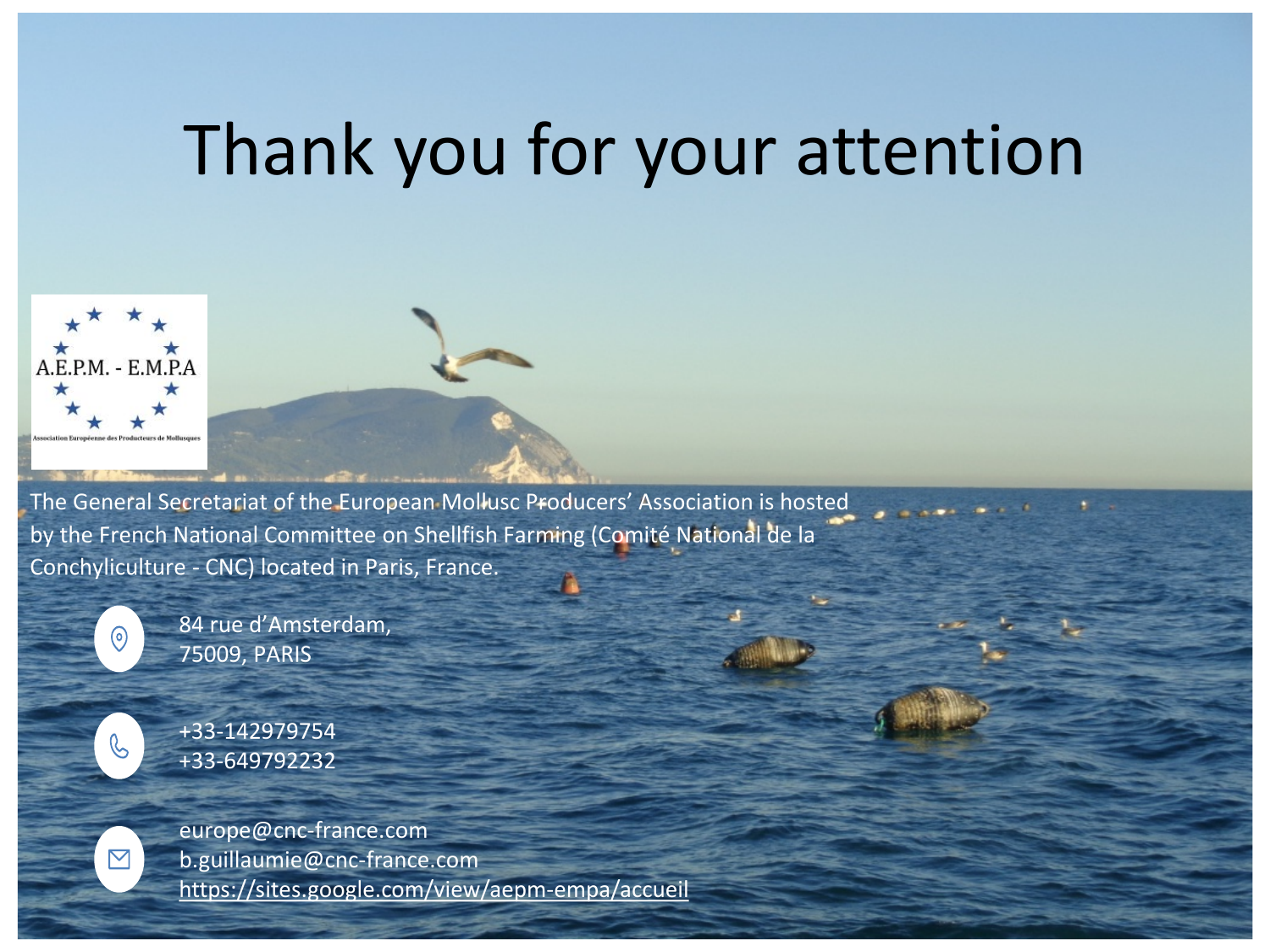# Thank you for your attention

A.E.P.M. - E.M.P.A

Association Européenne des Producteurs de Mollusques

The General Secretariat of the European Mollusc Producers' Association is hosted by the French National Committee on Shellfish Farming (Comité National de la Conchyliculture - CNC) located in Paris, France.

84 rue d'Amsterdam,
75009, PARIS

+33-142979754
+33-649792232

europe@cnc-france.com
b.guillaumie@cnc-france.com
https://sites.google.com/view/aepm-empa/accueil